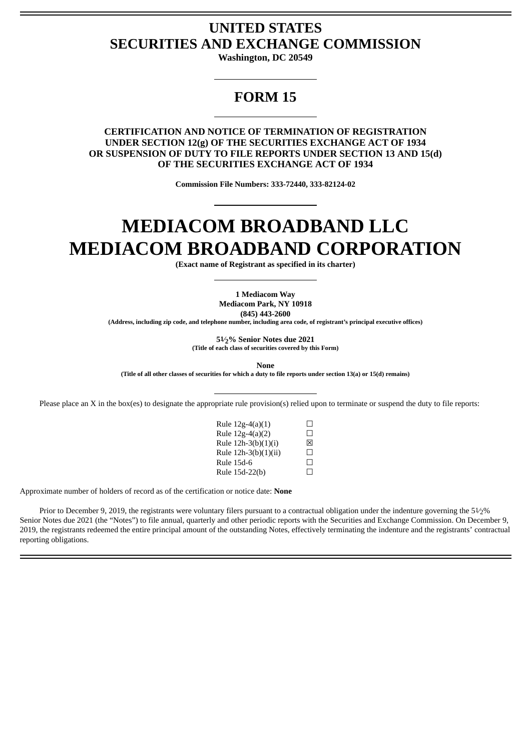# UNITED STATES
# SECURITIES AND EXCHANGE COMMISSION

**Washington, DC 20549**

---

## FORM 15

---

**CERTIFICATION AND NOTICE OF TERMINATION OF REGISTRATION UNDER SECTION 12(g) OF THE SECURITIES EXCHANGE ACT OF 1934 OR SUSPENSION OF DUTY TO FILE REPORTS UNDER SECTION 13 AND 15(d) OF THE SECURITIES EXCHANGE ACT OF 1934**

**Commission File Numbers: 333-72440, 333-82124-02**

---

# MEDIACOM BROADBAND LLC
# MEDIACOM BROADBAND CORPORATION

**(Exact name of Registrant as specified in its charter)**

---

**1 Mediacom Way**
**Mediacom Park, NY 10918**
**(845) 443-2600**
**(Address, including zip code, and telephone number, including area code, of registrant's principal executive offices)**

**5½% Senior Notes due 2021**
**(Title of each class of securities covered by this Form)**

**None**
**(Title of all other classes of securities for which a duty to file reports under section 13(a) or 15(d) remains)**

---

Please place an X in the box(es) to designate the appropriate rule provision(s) relied upon to terminate or suspend the duty to file reports:

| | |
|---|---|
| Rule 12g-4(a)(1) | ☐ |
| Rule 12g-4(a)(2) | ☐ |
| Rule 12h-3(b)(1)(i) | ☒ |
| Rule 12h-3(b)(1)(ii) | ☐ |
| Rule 15d-6 | ☐ |
| Rule 15d-22(b) | ☐ |

Approximate number of holders of record as of the certification or notice date: **None**

Prior to December 9, 2019, the registrants were voluntary filers pursuant to a contractual obligation under the indenture governing the 5½% Senior Notes due 2021 (the "Notes") to file annual, quarterly and other periodic reports with the Securities and Exchange Commission. On December 9, 2019, the registrants redeemed the entire principal amount of the outstanding Notes, effectively terminating the indenture and the registrants' contractual reporting obligations.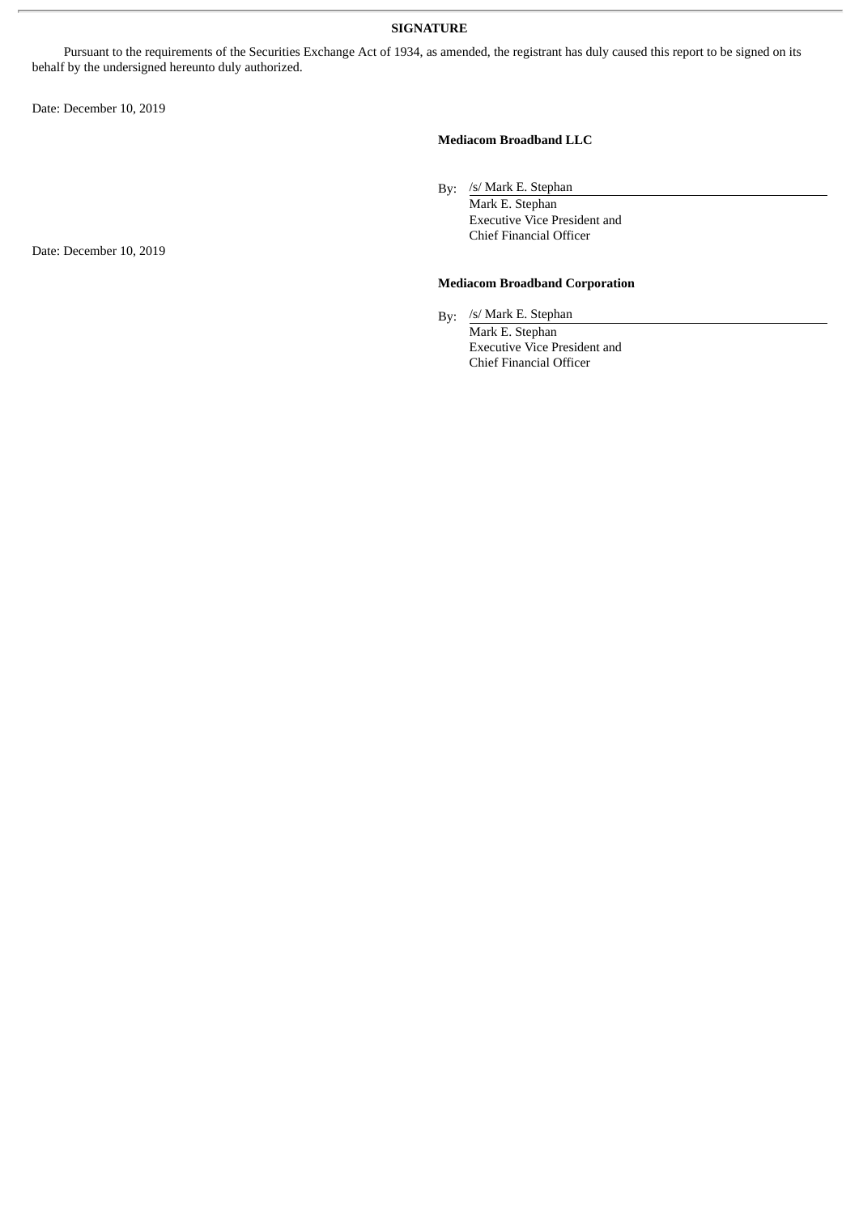**SIGNATURE**

Pursuant to the requirements of the Securities Exchange Act of 1934, as amended, the registrant has duly caused this report to be signed on its behalf by the undersigned hereunto duly authorized.

Date: December 10, 2019

**Mediacom Broadband LLC**

By: /s/ Mark E. Stephan
Mark E. Stephan
Executive Vice President and
Chief Financial Officer

Date: December 10, 2019

**Mediacom Broadband Corporation**

By: /s/ Mark E. Stephan
Mark E. Stephan
Executive Vice President and
Chief Financial Officer